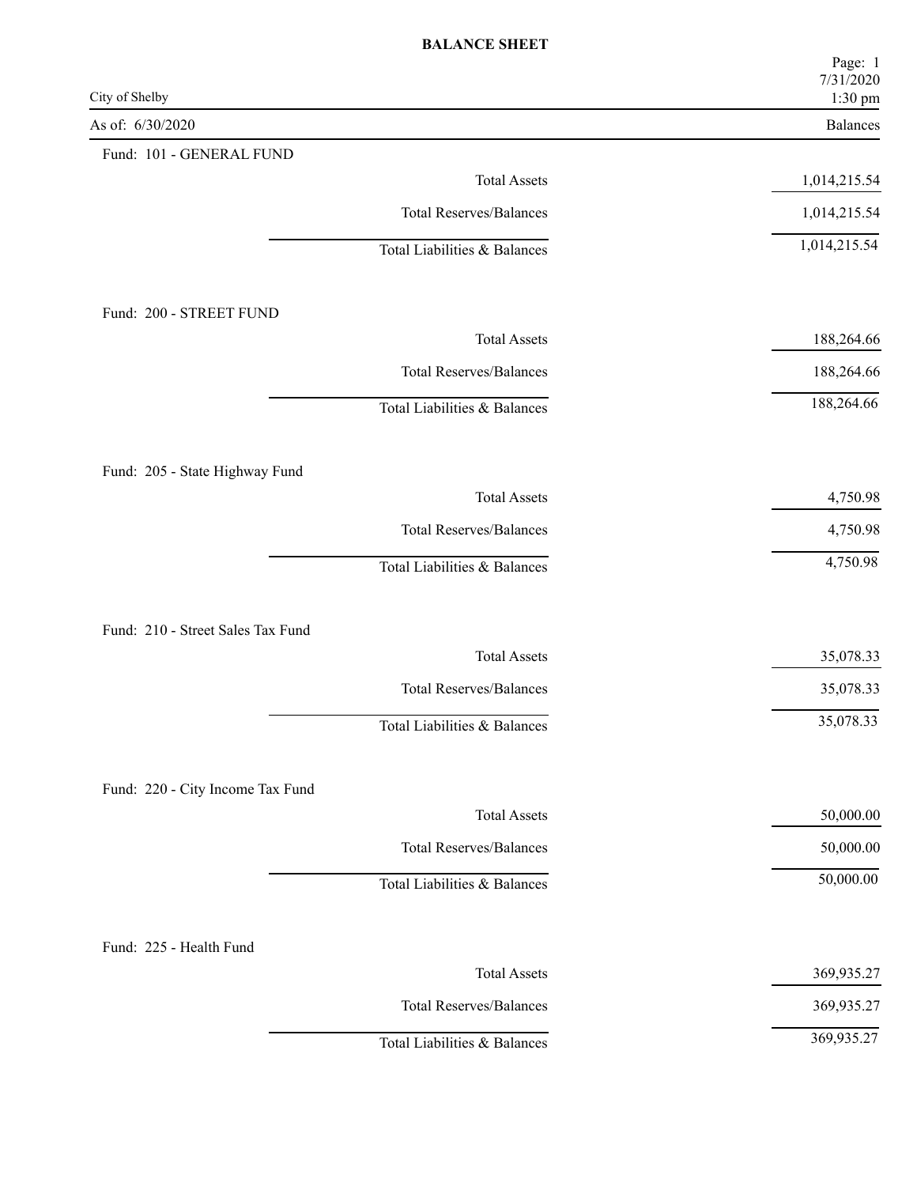# BALANCE SHEET

City of Shelby

As of: 6/30/2020

| | Balances |
|---|---|
| **Fund: 101 - GENERAL FUND** | |
| Total Assets | 1,014,215.54 |
| Total Reserves/Balances | 1,014,215.54 |
| Total Liabilities & Balances | 1,014,215.54 |
| **Fund: 200 - STREET FUND** | |
| Total Assets | 188,264.66 |
| Total Reserves/Balances | 188,264.66 |
| Total Liabilities & Balances | 188,264.66 |
| **Fund: 205 - State Highway Fund** | |
| Total Assets | 4,750.98 |
| Total Reserves/Balances | 4,750.98 |
| Total Liabilities & Balances | 4,750.98 |
| **Fund: 210 - Street Sales Tax Fund** | |
| Total Assets | 35,078.33 |
| Total Reserves/Balances | 35,078.33 |
| Total Liabilities & Balances | 35,078.33 |
| **Fund: 220 - City Income Tax Fund** | |
| Total Assets | 50,000.00 |
| Total Reserves/Balances | 50,000.00 |
| Total Liabilities & Balances | 50,000.00 |
| **Fund: 225 - Health Fund** | |
| Total Assets | 369,935.27 |
| Total Reserves/Balances | 369,935.27 |
| Total Liabilities & Balances | 369,935.27 |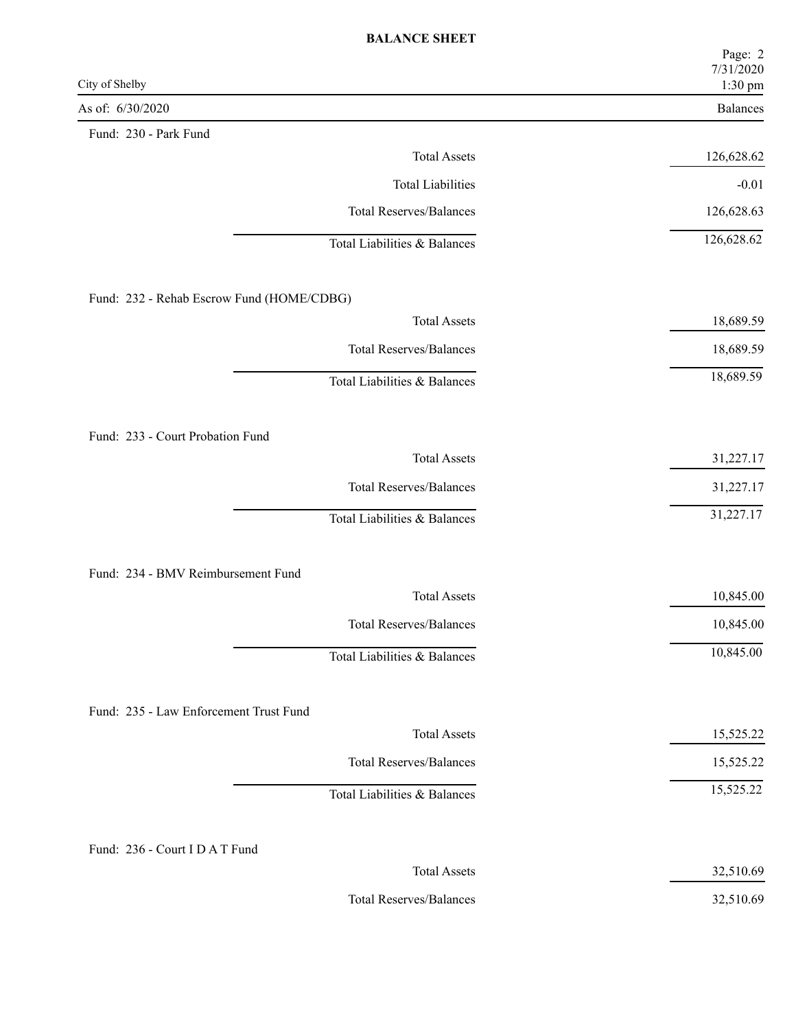# BALANCE SHEET

City of Shelby

As of: 6/30/2020

| | Balances |
|---|---|
| **Fund: 230 - Park Fund** | |
| Total Assets | 126,628.62 |
| Total Liabilities | -0.01 |
| Total Reserves/Balances | 126,628.63 |
| Total Liabilities & Balances | 126,628.62 |
| **Fund: 232 - Rehab Escrow Fund (HOME/CDBG)** | |
| Total Assets | 18,689.59 |
| Total Reserves/Balances | 18,689.59 |
| Total Liabilities & Balances | 18,689.59 |
| **Fund: 233 - Court Probation Fund** | |
| Total Assets | 31,227.17 |
| Total Reserves/Balances | 31,227.17 |
| Total Liabilities & Balances | 31,227.17 |
| **Fund: 234 - BMV Reimbursement Fund** | |
| Total Assets | 10,845.00 |
| Total Reserves/Balances | 10,845.00 |
| Total Liabilities & Balances | 10,845.00 |
| **Fund: 235 - Law Enforcement Trust Fund** | |
| Total Assets | 15,525.22 |
| Total Reserves/Balances | 15,525.22 |
| Total Liabilities & Balances | 15,525.22 |
| **Fund: 236 - Court I D A T Fund** | |
| Total Assets | 32,510.69 |
| Total Reserves/Balances | 32,510.69 |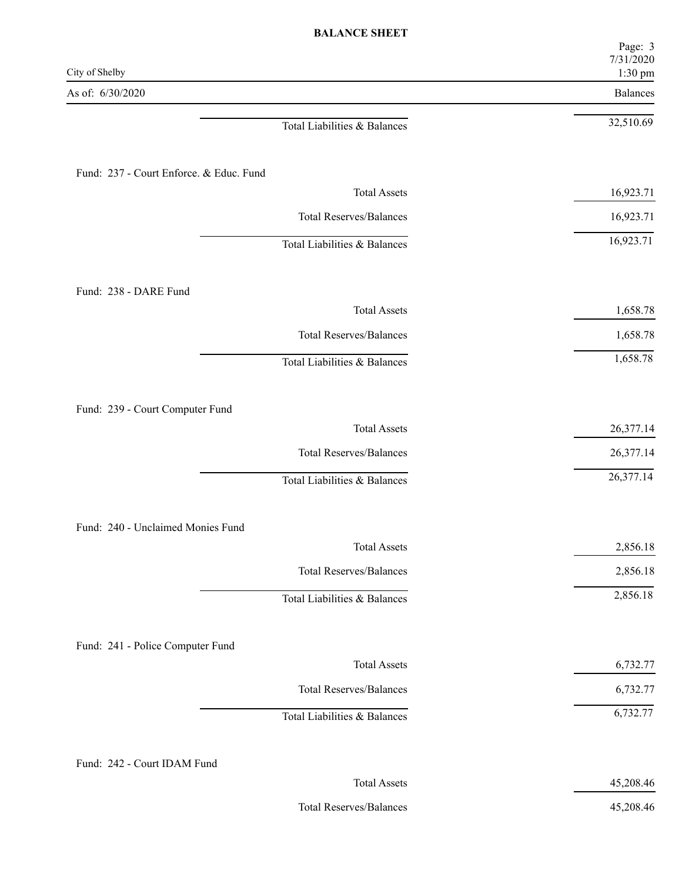| | Balances |
|---|---|
| Total Liabilities & Balances | 32,510.69 |

**Fund: 237 - Court Enforce. & Educ. Fund**

| | Balances |
|---|---|
| Total Assets | 16,923.71 |
| Total Reserves/Balances | 16,923.71 |
| Total Liabilities & Balances | 16,923.71 |

**Fund: 238 - DARE Fund**

| | Balances |
|---|---|
| Total Assets | 1,658.78 |
| Total Reserves/Balances | 1,658.78 |
| Total Liabilities & Balances | 1,658.78 |

**Fund: 239 - Court Computer Fund**

| | Balances |
|---|---|
| Total Assets | 26,377.14 |
| Total Reserves/Balances | 26,377.14 |
| Total Liabilities & Balances | 26,377.14 |

**Fund: 240 - Unclaimed Monies Fund**

| | Balances |
|---|---|
| Total Assets | 2,856.18 |
| Total Reserves/Balances | 2,856.18 |
| Total Liabilities & Balances | 2,856.18 |

**Fund: 241 - Police Computer Fund**

| | Balances |
|---|---|
| Total Assets | 6,732.77 |
| Total Reserves/Balances | 6,732.77 |
| Total Liabilities & Balances | 6,732.77 |

**Fund: 242 - Court IDAM Fund**

| | Balances |
|---|---|
| Total Assets | 45,208.46 |
| Total Reserves/Balances | 45,208.46 |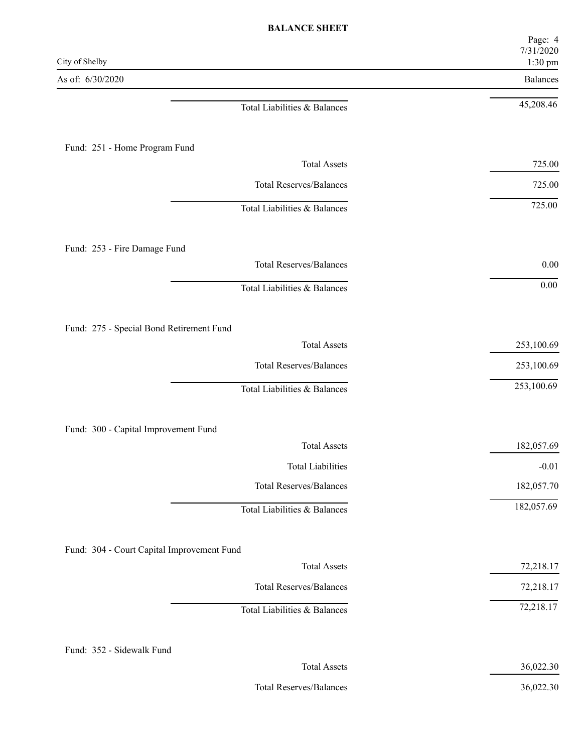**BALANCE SHEET**

City of Shelby

As of: 6/30/2020

| | Balances |
|---|---:|
| Total Liabilities & Balances | 45,208.46 |

Fund: 251 - Home Program Fund

| | |
|---|---:|
| Total Assets | 725.00 |
| Total Reserves/Balances | 725.00 |
| Total Liabilities & Balances | 725.00 |

Fund: 253 - Fire Damage Fund

| | |
|---|---:|
| Total Reserves/Balances | 0.00 |
| Total Liabilities & Balances | 0.00 |

Fund: 275 - Special Bond Retirement Fund

| | |
|---|---:|
| Total Assets | 253,100.69 |
| Total Reserves/Balances | 253,100.69 |
| Total Liabilities & Balances | 253,100.69 |

Fund: 300 - Capital Improvement Fund

| | |
|---|---:|
| Total Assets | 182,057.69 |
| Total Liabilities | -0.01 |
| Total Reserves/Balances | 182,057.70 |
| Total Liabilities & Balances | 182,057.69 |

Fund: 304 - Court Capital Improvement Fund

| | |
|---|---:|
| Total Assets | 72,218.17 |
| Total Reserves/Balances | 72,218.17 |
| Total Liabilities & Balances | 72,218.17 |

Fund: 352 - Sidewalk Fund

| | |
|---|---:|
| Total Assets | 36,022.30 |
| Total Reserves/Balances | 36,022.30 |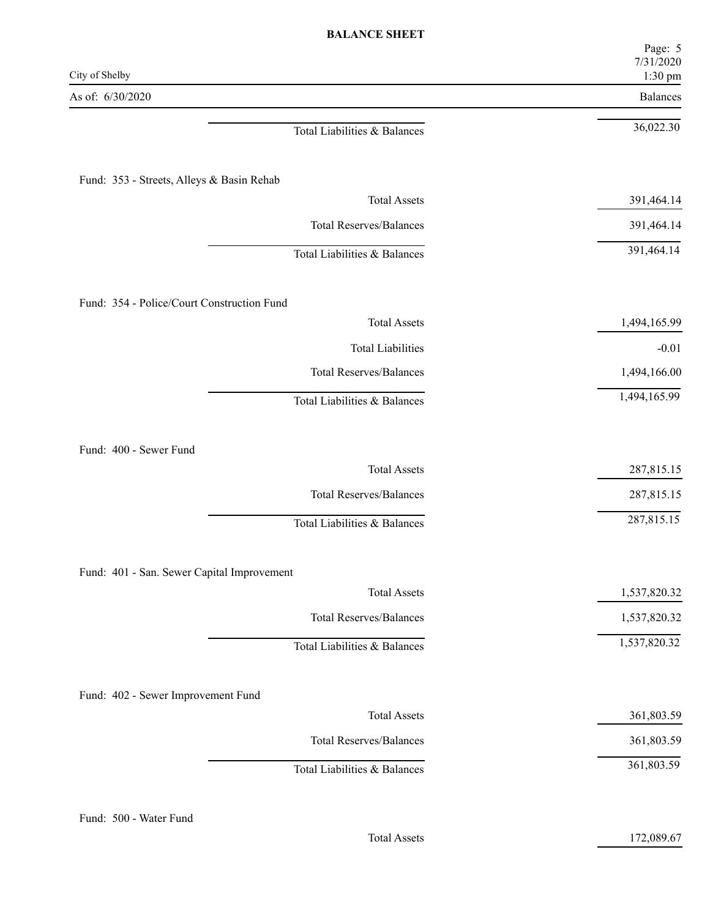# BALANCE SHEET

City of Shelby

As of: 6/30/2020

| | Balances |
|---|---|
| Total Liabilities & Balances | 36,022.30 |

Fund: 353 - Streets, Alleys & Basin Rehab

| | |
|---|---|
| Total Assets | 391,464.14 |
| Total Reserves/Balances | 391,464.14 |
| Total Liabilities & Balances | 391,464.14 |

Fund: 354 - Police/Court Construction Fund

| | |
|---|---|
| Total Assets | 1,494,165.99 |
| Total Liabilities | -0.01 |
| Total Reserves/Balances | 1,494,166.00 |
| Total Liabilities & Balances | 1,494,165.99 |

Fund: 400 - Sewer Fund

| | |
|---|---|
| Total Assets | 287,815.15 |
| Total Reserves/Balances | 287,815.15 |
| Total Liabilities & Balances | 287,815.15 |

Fund: 401 - San. Sewer Capital Improvement

| | |
|---|---|
| Total Assets | 1,537,820.32 |
| Total Reserves/Balances | 1,537,820.32 |
| Total Liabilities & Balances | 1,537,820.32 |

Fund: 402 - Sewer Improvement Fund

| | |
|---|---|
| Total Assets | 361,803.59 |
| Total Reserves/Balances | 361,803.59 |
| Total Liabilities & Balances | 361,803.59 |

Fund: 500 - Water Fund

| | |
|---|---|
| Total Assets | 172,089.67 |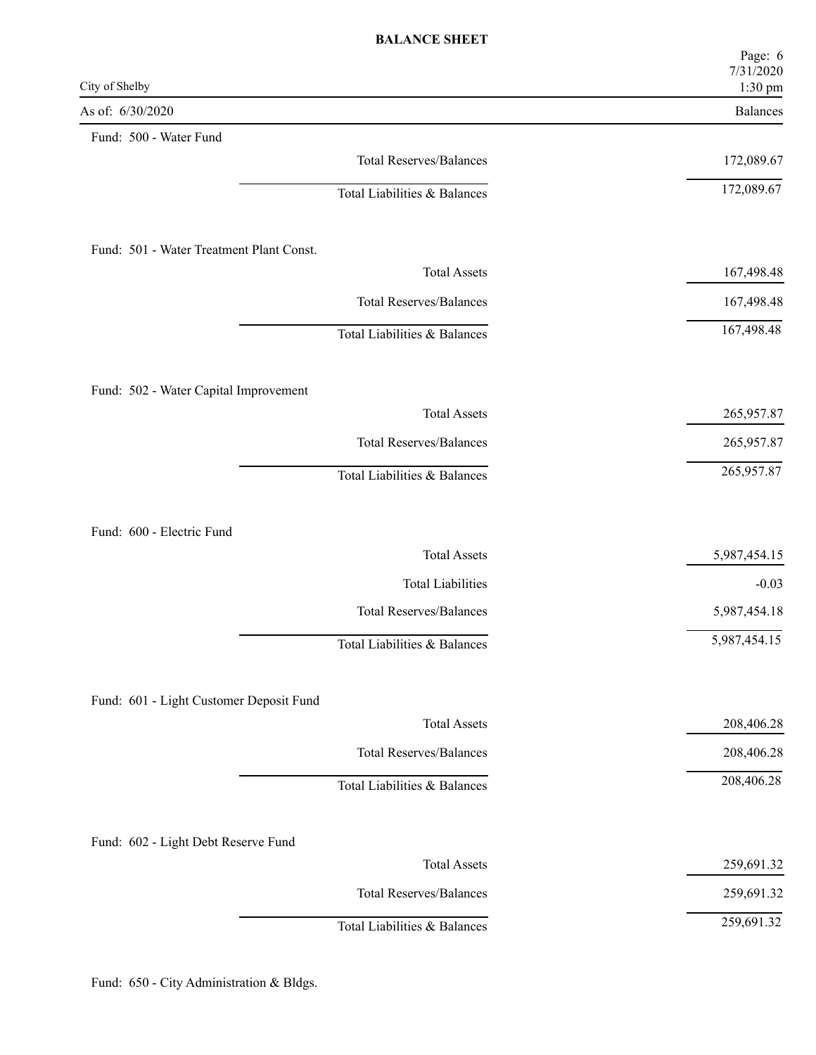**BALANCE SHEET**

City of Shelby

As of: 6/30/2020

| | Balances |
|---|---|
| **Fund: 500 - Water Fund** | |
| Total Reserves/Balances | 172,089.67 |
| Total Liabilities & Balances | 172,089.67 |
| **Fund: 501 - Water Treatment Plant Const.** | |
| Total Assets | 167,498.48 |
| Total Reserves/Balances | 167,498.48 |
| Total Liabilities & Balances | 167,498.48 |
| **Fund: 502 - Water Capital Improvement** | |
| Total Assets | 265,957.87 |
| Total Reserves/Balances | 265,957.87 |
| Total Liabilities & Balances | 265,957.87 |
| **Fund: 600 - Electric Fund** | |
| Total Assets | 5,987,454.15 |
| Total Liabilities | -0.03 |
| Total Reserves/Balances | 5,987,454.18 |
| Total Liabilities & Balances | 5,987,454.15 |
| **Fund: 601 - Light Customer Deposit Fund** | |
| Total Assets | 208,406.28 |
| Total Reserves/Balances | 208,406.28 |
| Total Liabilities & Balances | 208,406.28 |
| **Fund: 602 - Light Debt Reserve Fund** | |
| Total Assets | 259,691.32 |
| Total Reserves/Balances | 259,691.32 |
| Total Liabilities & Balances | 259,691.32 |
| **Fund: 650 - City Administration & Bldgs.** | |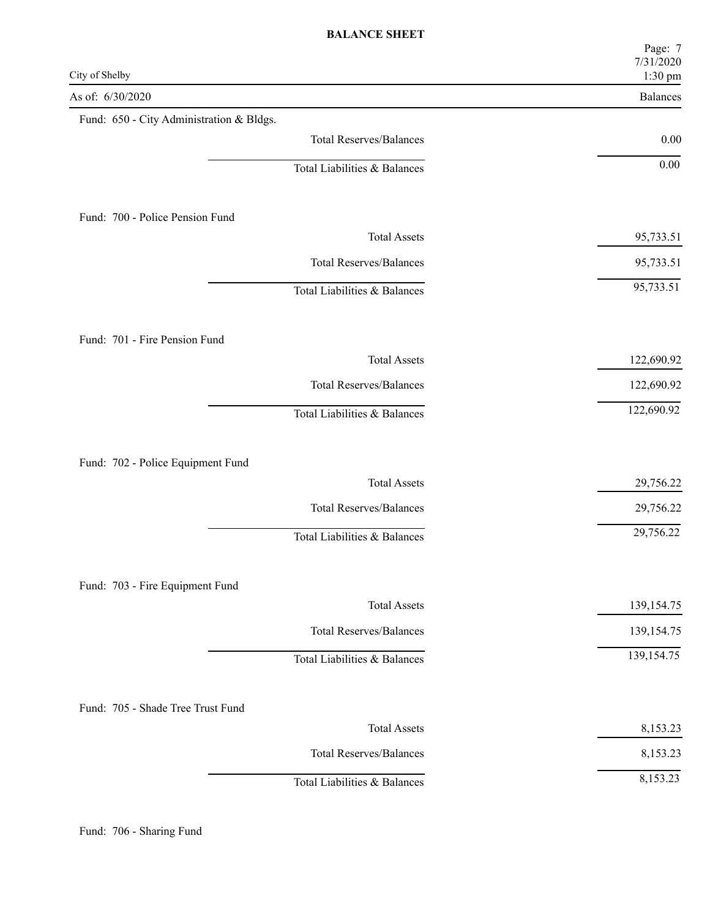**BALANCE SHEET**

City of Shelby

As of: 6/30/2020

| | Balances |
|---|---|
| **Fund: 650 - City Administration & Bldgs.** | |
| Total Reserves/Balances | 0.00 |
| Total Liabilities & Balances | 0.00 |
| **Fund: 700 - Police Pension Fund** | |
| Total Assets | 95,733.51 |
| Total Reserves/Balances | 95,733.51 |
| Total Liabilities & Balances | 95,733.51 |
| **Fund: 701 - Fire Pension Fund** | |
| Total Assets | 122,690.92 |
| Total Reserves/Balances | 122,690.92 |
| Total Liabilities & Balances | 122,690.92 |
| **Fund: 702 - Police Equipment Fund** | |
| Total Assets | 29,756.22 |
| Total Reserves/Balances | 29,756.22 |
| Total Liabilities & Balances | 29,756.22 |
| **Fund: 703 - Fire Equipment Fund** | |
| Total Assets | 139,154.75 |
| Total Reserves/Balances | 139,154.75 |
| Total Liabilities & Balances | 139,154.75 |
| **Fund: 705 - Shade Tree Trust Fund** | |
| Total Assets | 8,153.23 |
| Total Reserves/Balances | 8,153.23 |
| Total Liabilities & Balances | 8,153.23 |
| **Fund: 706 - Sharing Fund** | |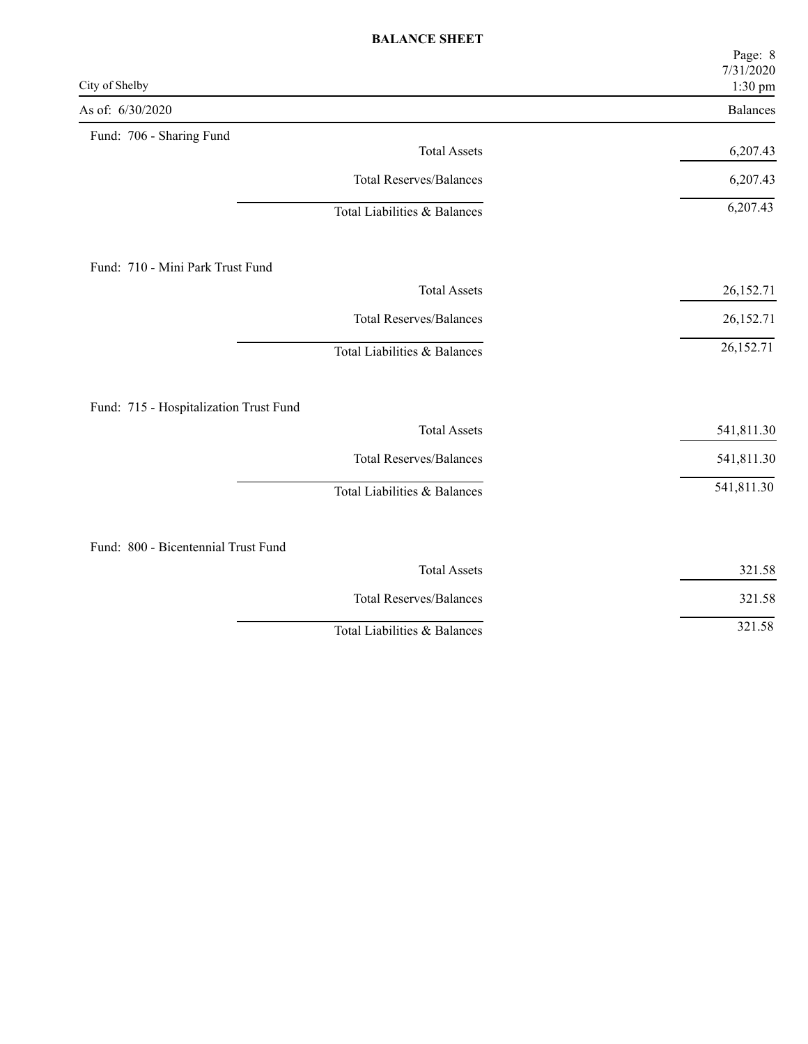# BALANCE SHEET

City of Shelby

As of: 6/30/2020

| | Balances |
|---|---|
| **Fund: 706 - Sharing Fund** | |
| Total Assets | 6,207.43 |
| Total Reserves/Balances | 6,207.43 |
| Total Liabilities & Balances | 6,207.43 |
| **Fund: 710 - Mini Park Trust Fund** | |
| Total Assets | 26,152.71 |
| Total Reserves/Balances | 26,152.71 |
| Total Liabilities & Balances | 26,152.71 |
| **Fund: 715 - Hospitalization Trust Fund** | |
| Total Assets | 541,811.30 |
| Total Reserves/Balances | 541,811.30 |
| Total Liabilities & Balances | 541,811.30 |
| **Fund: 800 - Bicentennial Trust Fund** | |
| Total Assets | 321.58 |
| Total Reserves/Balances | 321.58 |
| Total Liabilities & Balances | 321.58 |